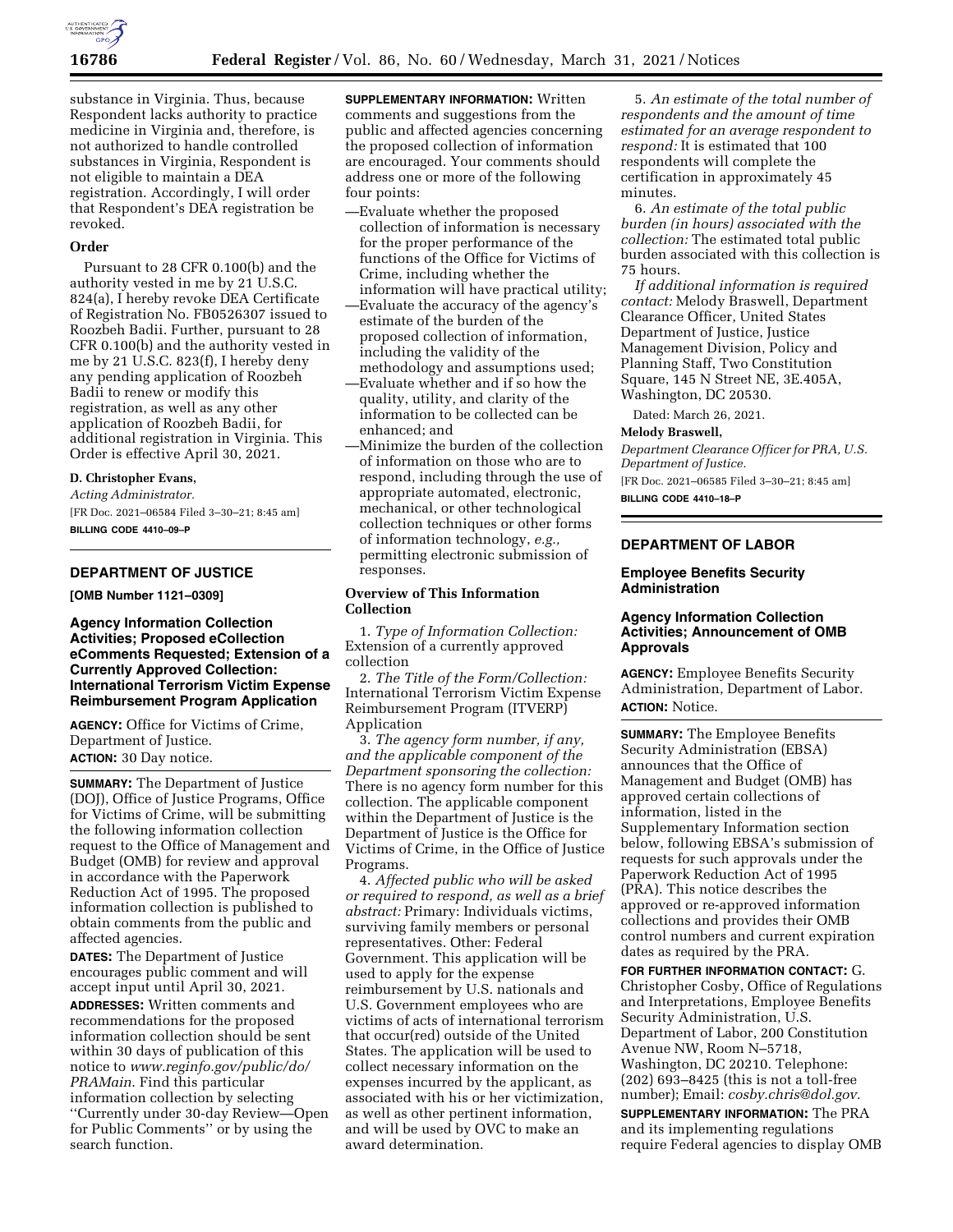substance in Virginia. Thus, because Respondent lacks authority to practice medicine in Virginia and, therefore, is not authorized to handle controlled substances in Virginia, Respondent is not eligible to maintain a DEA registration. Accordingly, I will order that Respondent's DEA registration be revoked.

## Order

Pursuant to 28 CFR 0.100(b) and the authority vested in me by 21 U.S.C. 824(a), I hereby revoke DEA Certificate of Registration No. FB0526307 issued to Roozbeh Badii. Further, pursuant to 28 CFR 0.100(b) and the authority vested in me by 21 U.S.C. 823(f), I hereby deny any pending application of Roozbeh Badii to renew or modify this registration, as well as any other application of Roozbeh Badii, for additional registration in Virginia. This Order is effective April 30, 2021.

**D. Christopher Evans,**

*Acting Administrator.*

[FR Doc. 2021–06584 Filed 3–30–21; 8:45 am]

**BILLING CODE 4410–09–P**

# DEPARTMENT OF JUSTICE

**[OMB Number 1121–0309]**

## Agency Information Collection Activities; Proposed eCollection eComments Requested; Extension of a Currently Approved Collection: International Terrorism Victim Expense Reimbursement Program Application

**AGENCY:** Office for Victims of Crime, Department of Justice.

**ACTION:** 30 Day notice.

**SUMMARY:** The Department of Justice (DOJ), Office of Justice Programs, Office for Victims of Crime, will be submitting the following information collection request to the Office of Management and Budget (OMB) for review and approval in accordance with the Paperwork Reduction Act of 1995. The proposed information collection is published to obtain comments from the public and affected agencies.

**DATES:** The Department of Justice encourages public comment and will accept input until April 30, 2021.

**ADDRESSES:** Written comments and recommendations for the proposed information collection should be sent within 30 days of publication of this notice to *www.reginfo.gov/public/do/PRAMain.* Find this particular information collection by selecting ''Currently under 30-day Review—Open for Public Comments'' or by using the search function.

**SUPPLEMENTARY INFORMATION:** Written comments and suggestions from the public and affected agencies concerning the proposed collection of information are encouraged. Your comments should address one or more of the following four points:

—Evaluate whether the proposed collection of information is necessary for the proper performance of the functions of the Office for Victims of Crime, including whether the information will have practical utility;

—Evaluate the accuracy of the agency's estimate of the burden of the proposed collection of information, including the validity of the methodology and assumptions used;

—Evaluate whether and if so how the quality, utility, and clarity of the information to be collected can be enhanced; and

—Minimize the burden of the collection of information on those who are to respond, including through the use of appropriate automated, electronic, mechanical, or other technological collection techniques or other forms of information technology, *e.g.,* permitting electronic submission of responses.

### Overview of This Information Collection

1. *Type of Information Collection:* Extension of a currently approved collection

2. *The Title of the Form/Collection:* International Terrorism Victim Expense Reimbursement Program (ITVERP) Application

3. *The agency form number, if any, and the applicable component of the Department sponsoring the collection:* There is no agency form number for this collection. The applicable component within the Department of Justice is the Department of Justice is the Office for Victims of Crime, in the Office of Justice Programs.

4. *Affected public who will be asked or required to respond, as well as a brief abstract:* Primary: Individuals victims, surviving family members or personal representatives. Other: Federal Government. This application will be used to apply for the expense reimbursement by U.S. nationals and U.S. Government employees who are victims of acts of international terrorism that occur(red) outside of the United States. The application will be used to collect necessary information on the expenses incurred by the applicant, as associated with his or her victimization, as well as other pertinent information, and will be used by OVC to make an award determination.

5. *An estimate of the total number of respondents and the amount of time estimated for an average respondent to respond:* It is estimated that 100 respondents will complete the certification in approximately 45 minutes.

6. *An estimate of the total public burden (in hours) associated with the collection:* The estimated total public burden associated with this collection is 75 hours.

*If additional information is required contact:* Melody Braswell, Department Clearance Officer, United States Department of Justice, Justice Management Division, Policy and Planning Staff, Two Constitution Square, 145 N Street NE, 3E.405A, Washington, DC 20530.

Dated: March 26, 2021.

**Melody Braswell,**

*Department Clearance Officer for PRA, U.S. Department of Justice.*

[FR Doc. 2021–06585 Filed 3–30–21; 8:45 am]

**BILLING CODE 4410–18–P**

# DEPARTMENT OF LABOR

## Employee Benefits Security Administration

## Agency Information Collection Activities; Announcement of OMB Approvals

**AGENCY:** Employee Benefits Security Administration, Department of Labor.

**ACTION:** Notice.

**SUMMARY:** The Employee Benefits Security Administration (EBSA) announces that the Office of Management and Budget (OMB) has approved certain collections of information, listed in the Supplementary Information section below, following EBSA's submission of requests for such approvals under the Paperwork Reduction Act of 1995 (PRA). This notice describes the approved or re-approved information collections and provides their OMB control numbers and current expiration dates as required by the PRA.

**FOR FURTHER INFORMATION CONTACT:** G. Christopher Cosby, Office of Regulations and Interpretations, Employee Benefits Security Administration, U.S. Department of Labor, 200 Constitution Avenue NW, Room N–5718, Washington, DC 20210. Telephone: (202) 693–8425 (this is not a toll-free number); Email: *cosby.chris@dol.gov.*

**SUPPLEMENTARY INFORMATION:** The PRA and its implementing regulations require Federal agencies to display OMB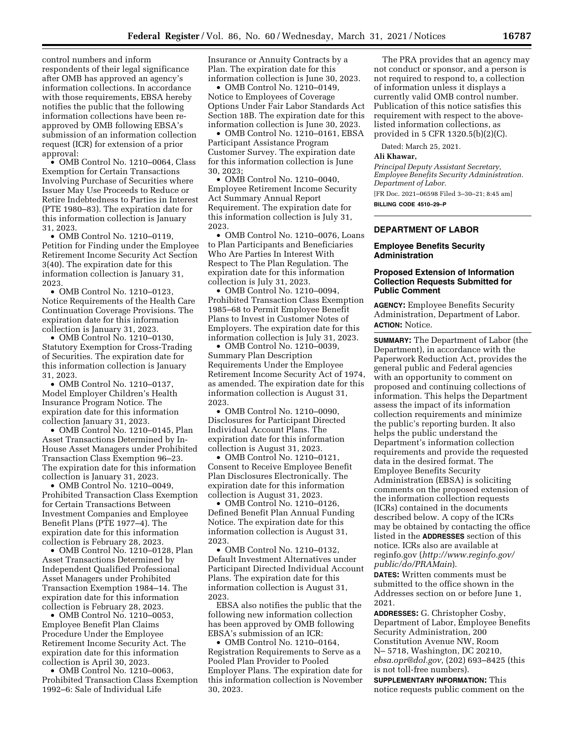control numbers and inform respondents of their legal significance after OMB has approved an agency's information collections. In accordance with those requirements, EBSA hereby notifies the public that the following information collections have been re-approved by OMB following EBSA's submission of an information collection request (ICR) for extension of a prior approval:

- OMB Control No. 1210–0064, Class Exemption for Certain Transactions Involving Purchase of Securities where Issuer May Use Proceeds to Reduce or Retire Indebtedness to Parties in Interest (PTE 1980–83). The expiration date for this information collection is January 31, 2023.
- OMB Control No. 1210–0119, Petition for Finding under the Employee Retirement Income Security Act Section 3(40). The expiration date for this information collection is January 31, 2023.
- OMB Control No. 1210–0123, Notice Requirements of the Health Care Continuation Coverage Provisions. The expiration date for this information collection is January 31, 2023.
- OMB Control No. 1210–0130, Statutory Exemption for Cross-Trading of Securities. The expiration date for this information collection is January 31, 2023.
- OMB Control No. 1210–0137, Model Employer Children's Health Insurance Program Notice. The expiration date for this information collection January 31, 2023.
- OMB Control No. 1210–0145, Plan Asset Transactions Determined by In-House Asset Managers under Prohibited Transaction Class Exemption 96–23. The expiration date for this information collection is January 31, 2023.
- OMB Control No. 1210–0049, Prohibited Transaction Class Exemption for Certain Transactions Between Investment Companies and Employee Benefit Plans (PTE 1977–4). The expiration date for this information collection is February 28, 2023.
- OMB Control No. 1210–0128, Plan Asset Transactions Determined by Independent Qualified Professional Asset Managers under Prohibited Transaction Exemption 1984–14. The expiration date for this information collection is February 28, 2023.
- OMB Control No. 1210–0053, Employee Benefit Plan Claims Procedure Under the Employee Retirement Income Security Act. The expiration date for this information collection is April 30, 2023.
- OMB Control No. 1210–0063, Prohibited Transaction Class Exemption 1992–6: Sale of Individual Life Insurance or Annuity Contracts by a Plan. The expiration date for this information collection is June 30, 2023.
- OMB Control No. 1210–0149, Notice to Employees of Coverage Options Under Fair Labor Standards Act Section 18B. The expiration date for this information collection is June 30, 2023.
- OMB Control No. 1210–0161, EBSA Participant Assistance Program Customer Survey. The expiration date for this information collection is June 30, 2023;
- OMB Control No. 1210–0040, Employee Retirement Income Security Act Summary Annual Report Requirement. The expiration date for this information collection is July 31, 2023.
- OMB Control No. 1210–0076, Loans to Plan Participants and Beneficiaries Who Are Parties In Interest With Respect to The Plan Regulation. The expiration date for this information collection is July 31, 2023.
- OMB Control No. 1210–0094, Prohibited Transaction Class Exemption 1985–68 to Permit Employee Benefit Plans to Invest in Customer Notes of Employers. The expiration date for this information collection is July 31, 2023.
- OMB Control No. 1210–0039, Summary Plan Description Requirements Under the Employee Retirement Income Security Act of 1974, as amended. The expiration date for this information collection is August 31, 2023.
- OMB Control No. 1210–0090, Disclosures for Participant Directed Individual Account Plans. The expiration date for this information collection is August 31, 2023.
- OMB Control No. 1210–0121, Consent to Receive Employee Benefit Plan Disclosures Electronically. The expiration date for this information collection is August 31, 2023.
- OMB Control No. 1210–0126, Defined Benefit Plan Annual Funding Notice. The expiration date for this information collection is August 31, 2023.
- OMB Control No. 1210–0132, Default Investment Alternatives under Participant Directed Individual Account Plans. The expiration date for this information collection is August 31, 2023.

EBSA also notifies the public that the following new information collection has been approved by OMB following EBSA's submission of an ICR:

- OMB Control No. 1210–0164, Registration Requirements to Serve as a Pooled Plan Provider to Pooled Employer Plans. The expiration date for this information collection is November 30, 2023.

The PRA provides that an agency may not conduct or sponsor, and a person is not required to respond to, a collection of information unless it displays a currently valid OMB control number. Publication of this notice satisfies this requirement with respect to the above-listed information collections, as provided in 5 CFR 1320.5(b)(2)(C).

Dated: March 25, 2021.

**Ali Khawar,**

*Principal Deputy Assistant Secretary, Employee Benefits Security Administration. Department of Labor.*

[FR Doc. 2021–06598 Filed 3–30–21; 8:45 am]

**BILLING CODE 4510–29–P**

---

## DEPARTMENT OF LABOR

### Employee Benefits Security Administration

### Proposed Extension of Information Collection Requests Submitted for Public Comment

**AGENCY:** Employee Benefits Security Administration, Department of Labor.

**ACTION:** Notice.

**SUMMARY:** The Department of Labor (the Department), in accordance with the Paperwork Reduction Act, provides the general public and Federal agencies with an opportunity to comment on proposed and continuing collections of information. This helps the Department assess the impact of its information collection requirements and minimize the public's reporting burden. It also helps the public understand the Department's information collection requirements and provide the requested data in the desired format. The Employee Benefits Security Administration (EBSA) is soliciting comments on the proposed extension of the information collection requests (ICRs) contained in the documents described below. A copy of the ICRs may be obtained by contacting the office listed in the **ADDRESSES** section of this notice. ICRs also are available at reginfo.gov (*http://www.reginfo.gov/public/do/PRAMain*).

**DATES:** Written comments must be submitted to the office shown in the Addresses section on or before June 1, 2021.

**ADDRESSES:** G. Christopher Cosby, Department of Labor, Employee Benefits Security Administration, 200 Constitution Avenue NW, Room N– 5718, Washington, DC 20210, *ebsa.opr@dol.gov,* (202) 693–8425 (this is not toll-free numbers).

**SUPPLEMENTARY INFORMATION:** This notice requests public comment on the